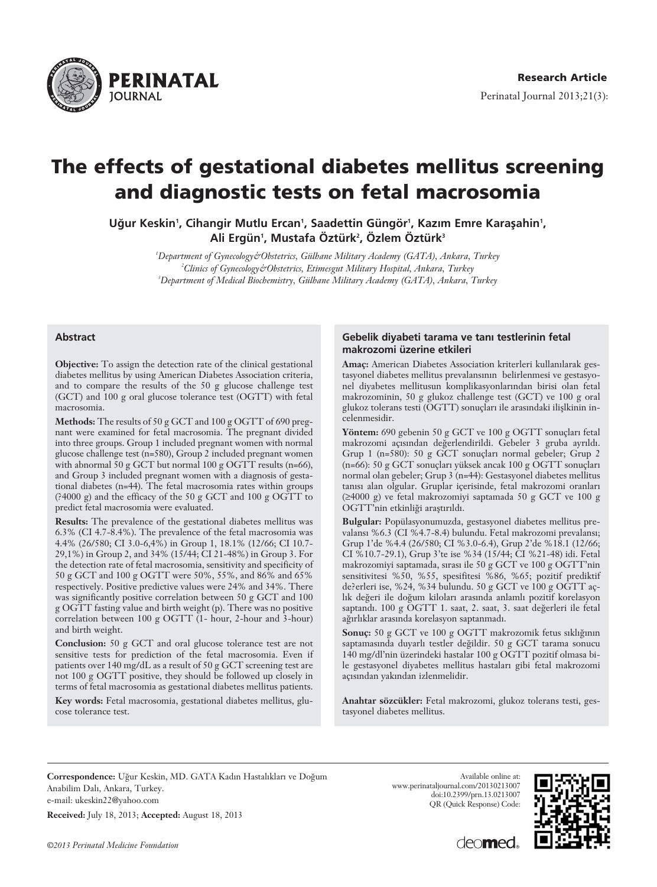Research Article

# The effects of gestational diabetes mellitus screening and diagnostic tests on fetal macrosomia

Uğur Keskin[1], Cihangir Mutlu Ercan[1], Saadettin Güngör[1], Kazım Emre Karaşahin[1], Ali Ergün[1], Mustafa Öztürk[2], Özlem Öztürk[3]

[1]*Department of Gynecology&Obstetrics, Gülhane Military Academy (GATA), Ankara, Turkey*
[2]*Clinics of Gynecology&Obstetrics, Etimesgut Military Hospital, Ankara, Turkey*
[3]*Department of Medical Biochemistry, Gülhane Military Academy (GATA), Ankara, Turkey*

## Abstract

**Objective:** To assign the detection rate of the clinical gestational diabetes mellitus by using American Diabetes Association criteria, and to compare the results of the 50 g glucose challenge test (GCT) and 100 g oral glucose tolerance test (OGTT) with fetal macrosomia.

**Methods:** The results of 50 g GCT and 100 g OGTT of 690 pregnant were examined for fetal macrosomia. The pregnant divided into three groups. Group 1 included pregnant women with normal glucose challenge test (n=580), Group 2 included pregnant women with abnormal 50 g GCT but normal 100 g OGTT results (n=66), and Group 3 included pregnant women with a diagnosis of gestational diabetes (n=44). The fetal macrosomia rates within groups (?4000 g) and the efficacy of the 50 g GCT and 100 g OGTT to predict fetal macrosomia were evaluated.

**Results:** The prevalence of the gestational diabetes mellitus was 6.3% (CI 4.7-8.4%). The prevalence of the fetal macrosomia was 4.4% (26/580; CI 3.0-6,4%) in Group 1, 18.1% (12/66; CI 10.7-29,1%) in Group 2, and 34% (15/44; CI 21-48%) in Group 3. For the detection rate of fetal macrosomia, sensitivity and specificity of 50 g GCT and 100 g OGTT were 50%, 55%, and 86% and 65% respectively. Positive predictive values were 24% and 34%. There was significantly positive correlation between 50 g GCT and 100 g OGTT fasting value and birth weight (p). There was no positive correlation between 100 g OGTT (1- hour, 2-hour and 3-hour) and birth weight.

**Conclusion:** 50 g GCT and oral glucose tolerance test are not sensitive tests for prediction of the fetal macrosomia. Even if patients over 140 mg/dL as a result of 50 g GCT screening test are not 100 g OGTT positive, they should be followed up closely in terms of fetal macrosomia as gestational diabetes mellitus patients.

**Key words:** Fetal macrosomia, gestational diabetes mellitus, glucose tolerance test.

## Gebelik diyabeti tarama ve tanı testlerinin fetal makrozomi üzerine etkileri

**Amaç:** American Diabetes Association kriterleri kullanılarak gestasyonel diabetes mellitus prevalansının belirlenmesi ve gestasyonel diyabetes mellitusun komplikasyonlarından birisi olan fetal makrozominin, 50 g glukoz challenge test (GCT) ve 100 g oral glukoz tolerans testi (OGTT) sonuçları ile arasındaki ilişkinin incelenmesidir.

**Yöntem:** 690 gebenin 50 g GCT ve 100 g OGTT sonuçları fetal makrozomi açısından değerlendirildi. Gebeler 3 gruba ayrıldı. Grup 1 (n=580): 50 g GCT sonuçları normal gebeler; Grup 2 (n=66): 50 g GCT sonuçları yüksek ancak 100 g OGTT sonuçları normal olan gebeler; Grup 3 (n=44): Gestasyonel diabetes mellitus tanısı alan olgular. Gruplar içerisinde, fetal makrozomi oranları (≥4000 g) ve fetal makrozomiyi saptamada 50 g GCT ve 100 g OGTT'nin etkinliği araştırıldı.

**Bulgular:** Popülasyonumuzda, gestasyonel diabetes mellitus prevalansı %6.3 (CI %4.7-8.4) bulundu. Fetal makrozomi prevalansı; Grup 1'de %4.4 (26/580; CI %3.0-6.4), Grup 2'de %18.1 (12/66; CI %10.7-29.1), Grup 3'te ise %34 (15/44; CI %21-48) idi. Fetal makrozomiyi saptamada, sırası ile 50 g GCT ve 100 g OGTT'nin sensitivitesi %50, %55, spesifitesi %86, %65; pozitif prediktif de?erleri ise, %24, %34 bulundu. 50 g GCT ve 100 g OGTT açlık değeri ile doğum kiloları arasında anlamlı pozitif korelasyon saptandı. 100 g OGTT 1. saat, 2. saat, 3. saat değerleri ile fetal ağırlıklar arasında korelasyon saptanmadı.

**Sonuç:** 50 g GCT ve 100 g OGTT makrozomik fetus sıklığının saptamasında duyarlı testler değildir. 50 g GCT tarama sonucu 140 mg/dl'nin üzerindeki hastalar 100 g OGTT pozitif olmasa bile gestasyonel diyabetes mellitus hastaları gibi fetal makrozomi açısından yakından izlenmelidir.

**Anahtar sözcükler:** Fetal makrozomi, glukoz tolerans testi, gestasyonel diabetes mellitus.

---

**Correspondence:** Uğur Keskin, MD. GATA Kadın Hastalıkları ve Doğum Anabilim Dalı, Ankara, Turkey.
e-mail: ukeskin22@yahoo.com

**Received:** July 18, 2013; **Accepted:** August 18, 2013

Available online at:
www.perinataljournal.com/20130213007
doi:10.2399/prn.13.0213007
QR (Quick Response) Code:

*©2013 Perinatal Medicine Foundation*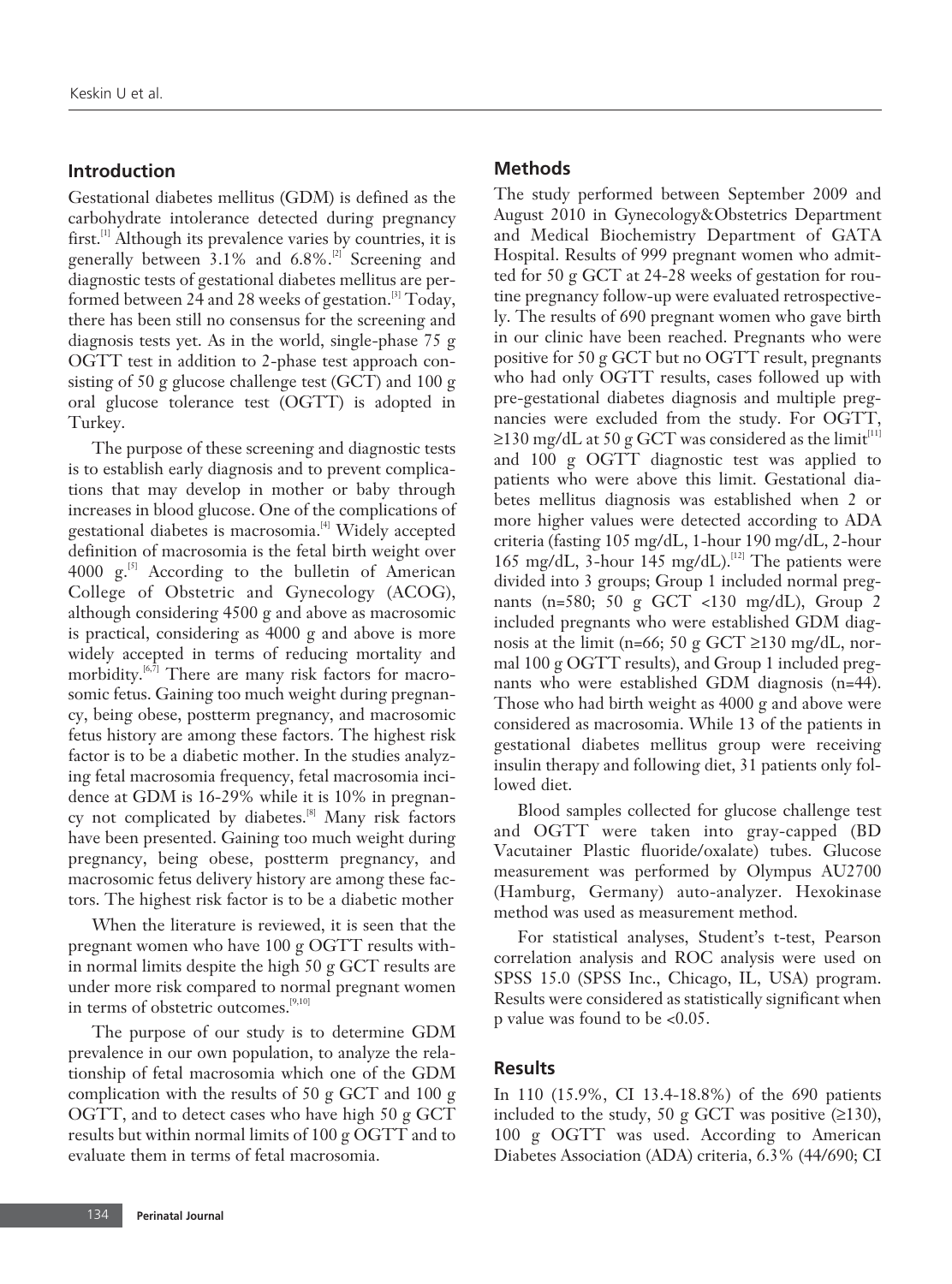## Introduction

Gestational diabetes mellitus (GDM) is defined as the carbohydrate intolerance detected during pregnancy first.[1] Although its prevalence varies by countries, it is generally between 3.1% and 6.8%.[2] Screening and diagnostic tests of gestational diabetes mellitus are performed between 24 and 28 weeks of gestation.[3] Today, there has been still no consensus for the screening and diagnosis tests yet. As in the world, single-phase 75 g OGTT test in addition to 2-phase test approach consisting of 50 g glucose challenge test (GCT) and 100 g oral glucose tolerance test (OGTT) is adopted in Turkey.

The purpose of these screening and diagnostic tests is to establish early diagnosis and to prevent complications that may develop in mother or baby through increases in blood glucose. One of the complications of gestational diabetes is macrosomia.[4] Widely accepted definition of macrosomia is the fetal birth weight over 4000 g.[5] According to the bulletin of American College of Obstetric and Gynecology (ACOG), although considering 4500 g and above as macrosomic is practical, considering as 4000 g and above is more widely accepted in terms of reducing mortality and morbidity.[6,7] There are many risk factors for macrosomic fetus. Gaining too much weight during pregnancy, being obese, postterm pregnancy, and macrosomic fetus history are among these factors. The highest risk factor is to be a diabetic mother. In the studies analyzing fetal macrosomia frequency, fetal macrosomia incidence at GDM is 16-29% while it is 10% in pregnancy not complicated by diabetes.[8] Many risk factors have been presented. Gaining too much weight during pregnancy, being obese, postterm pregnancy, and macrosomic fetus delivery history are among these factors. The highest risk factor is to be a diabetic mother

When the literature is reviewed, it is seen that the pregnant women who have 100 g OGTT results within normal limits despite the high 50 g GCT results are under more risk compared to normal pregnant women in terms of obstetric outcomes.[9,10]

The purpose of our study is to determine GDM prevalence in our own population, to analyze the relationship of fetal macrosomia which one of the GDM complication with the results of 50 g GCT and 100 g OGTT, and to detect cases who have high 50 g GCT results but within normal limits of 100 g OGTT and to evaluate them in terms of fetal macrosomia.

## Methods

The study performed between September 2009 and August 2010 in Gynecology&Obstetrics Department and Medical Biochemistry Department of GATA Hospital. Results of 999 pregnant women who admitted for 50 g GCT at 24-28 weeks of gestation for routine pregnancy follow-up were evaluated retrospectively. The results of 690 pregnant women who gave birth in our clinic have been reached. Pregnants who were positive for 50 g GCT but no OGTT result, pregnants who had only OGTT results, cases followed up with pre-gestational diabetes diagnosis and multiple pregnancies were excluded from the study. For OGTT, ≥130 mg/dL at 50 g GCT was considered as the limit[11] and 100 g OGTT diagnostic test was applied to patients who were above this limit. Gestational diabetes mellitus diagnosis was established when 2 or more higher values were detected according to ADA criteria (fasting 105 mg/dL, 1-hour 190 mg/dL, 2-hour 165 mg/dL, 3-hour 145 mg/dL).[12] The patients were divided into 3 groups; Group 1 included normal pregnants (n=580; 50 g GCT <130 mg/dL), Group 2 included pregnants who were established GDM diagnosis at the limit (n=66; 50 g GCT ≥130 mg/dL, normal 100 g OGTT results), and Group 1 included pregnants who were established GDM diagnosis (n=44). Those who had birth weight as 4000 g and above were considered as macrosomia. While 13 of the patients in gestational diabetes mellitus group were receiving insulin therapy and following diet, 31 patients only followed diet.

Blood samples collected for glucose challenge test and OGTT were taken into gray-capped (BD Vacutainer Plastic fluoride/oxalate) tubes. Glucose measurement was performed by Olympus AU2700 (Hamburg, Germany) auto-analyzer. Hexokinase method was used as measurement method.

For statistical analyses, Student's t-test, Pearson correlation analysis and ROC analysis were used on SPSS 15.0 (SPSS Inc., Chicago, IL, USA) program. Results were considered as statistically significant when p value was found to be $<0.05$.

## Results

In 110 (15.9%, CI 13.4-18.8%) of the 690 patients included to the study, 50 g GCT was positive (≥130), 100 g OGTT was used. According to American Diabetes Association (ADA) criteria, 6.3% (44/690; CI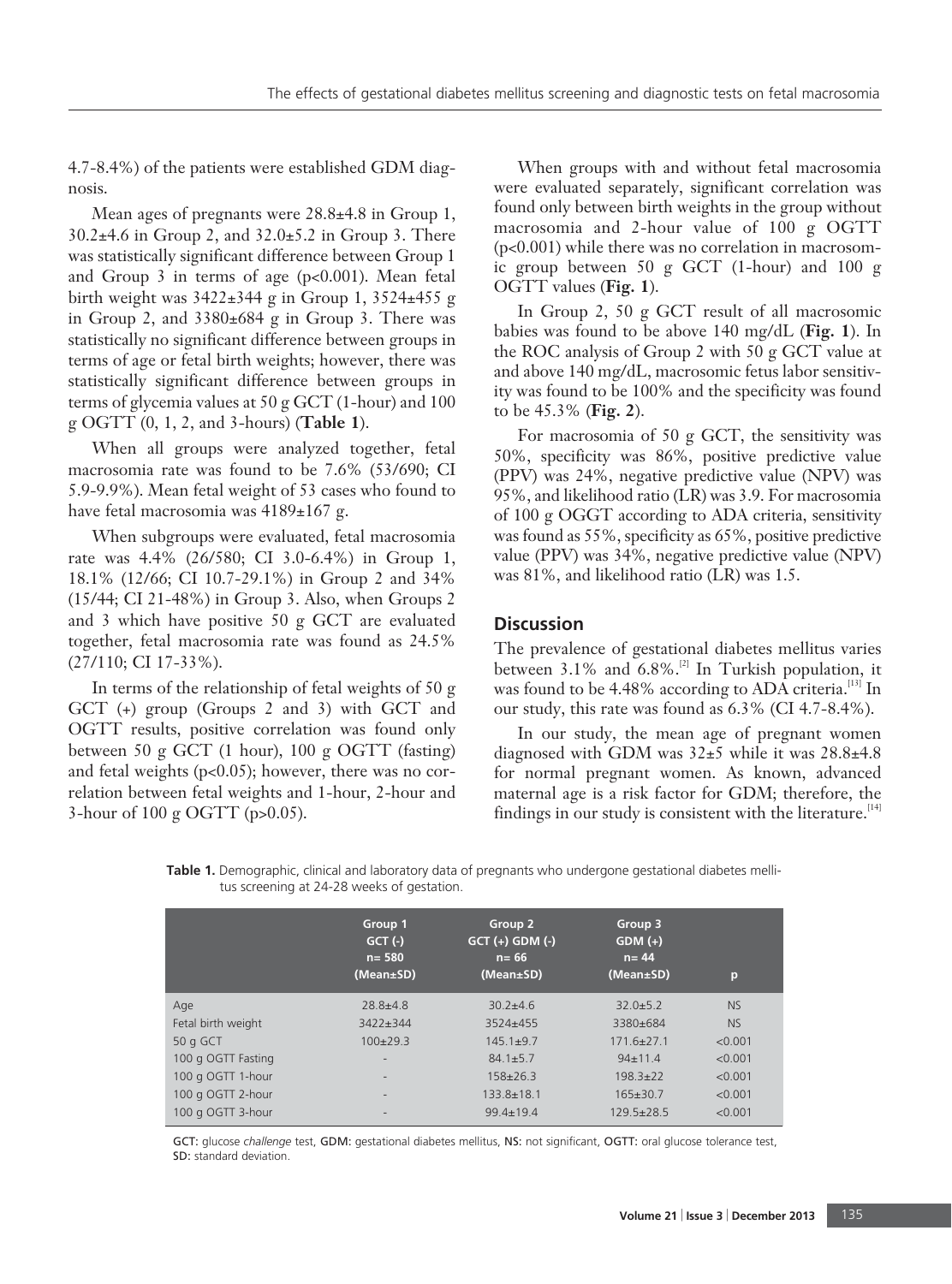4.7-8.4%) of the patients were established GDM diagnosis.

Mean ages of pregnants were 28.8±4.8 in Group 1, 30.2±4.6 in Group 2, and 32.0±5.2 in Group 3. There was statistically significant difference between Group 1 and Group 3 in terms of age (p<0.001). Mean fetal birth weight was 3422±344 g in Group 1, 3524±455 g in Group 2, and 3380±684 g in Group 3. There was statistically no significant difference between groups in terms of age or fetal birth weights; however, there was statistically significant difference between groups in terms of glycemia values at 50 g GCT (1-hour) and 100 g OGTT (0, 1, 2, and 3-hours) (**Table 1**).

When all groups were analyzed together, fetal macrosomia rate was found to be 7.6% (53/690; CI 5.9-9.9%). Mean fetal weight of 53 cases who found to have fetal macrosomia was 4189±167 g.

When subgroups were evaluated, fetal macrosomia rate was 4.4% (26/580; CI 3.0-6.4%) in Group 1, 18.1% (12/66; CI 10.7-29.1%) in Group 2 and 34% (15/44; CI 21-48%) in Group 3. Also, when Groups 2 and 3 which have positive 50 g GCT are evaluated together, fetal macrosomia rate was found as 24.5% (27/110; CI 17-33%).

In terms of the relationship of fetal weights of 50 g GCT (+) group (Groups 2 and 3) with GCT and OGTT results, positive correlation was found only between 50 g GCT (1 hour), 100 g OGTT (fasting) and fetal weights (p<0.05); however, there was no correlation between fetal weights and 1-hour, 2-hour and 3-hour of 100 g OGTT (p>0.05).

When groups with and without fetal macrosomia were evaluated separately, significant correlation was found only between birth weights in the group without macrosomia and 2-hour value of 100 g OGTT (p<0.001) while there was no correlation in macrosomic group between 50 g GCT (1-hour) and 100 g OGTT values (**Fig. 1**).

In Group 2, 50 g GCT result of all macrosomic babies was found to be above 140 mg/dL (**Fig. 1**). In the ROC analysis of Group 2 with 50 g GCT value at and above 140 mg/dL, macrosomic fetus labor sensitivity was found to be 100% and the specificity was found to be 45.3% (**Fig. 2**).

For macrosomia of 50 g GCT, the sensitivity was 50%, specificity was 86%, positive predictive value (PPV) was 24%, negative predictive value (NPV) was 95%, and likelihood ratio (LR) was 3.9. For macrosomia of 100 g OGGT according to ADA criteria, sensitivity was found as 55%, specificity as 65%, positive predictive value (PPV) was 34%, negative predictive value (NPV) was 81%, and likelihood ratio (LR) was 1.5.

## Discussion

The prevalence of gestational diabetes mellitus varies between 3.1% and 6.8%.[2] In Turkish population, it was found to be 4.48% according to ADA criteria.[13] In our study, this rate was found as 6.3% (CI 4.7-8.4%).

In our study, the mean age of pregnant women diagnosed with GDM was 32±5 while it was 28.8±4.8 for normal pregnant women. As known, advanced maternal age is a risk factor for GDM; therefore, the findings in our study is consistent with the literature.[14]

**Table 1.** Demographic, clinical and laboratory data of pregnants who undergone gestational diabetes mellitus screening at 24-28 weeks of gestation.

| | Group 1 GCT (-) n= 580 (Mean±SD) | Group 2 GCT (+) GDM (-) n= 66 (Mean±SD) | Group 3 GDM (+) n= 44 (Mean±SD) | p |
|---|---|---|---|---|
| Age | 28.8±4.8 | 30.2±4.6 | 32.0±5.2 | NS |
| Fetal birth weight | 3422±344 | 3524±455 | 3380±684 | NS |
| 50 g GCT | 100±29.3 | 145.1±9.7 | 171.6±27.1 | <0.001 |
| 100 g OGTT Fasting | - | 84.1±5.7 | 94±11.4 | <0.001 |
| 100 g OGTT 1-hour | - | 158±26.3 | 198.3±22 | <0.001 |
| 100 g OGTT 2-hour | - | 133.8±18.1 | 165±30.7 | <0.001 |
| 100 g OGTT 3-hour | - | 99.4±19.4 | 129.5±28.5 | <0.001 |

GCT: glucose *challenge* test, GDM: gestational diabetes mellitus, NS: not significant, OGTT: oral glucose tolerance test, SD: standard deviation.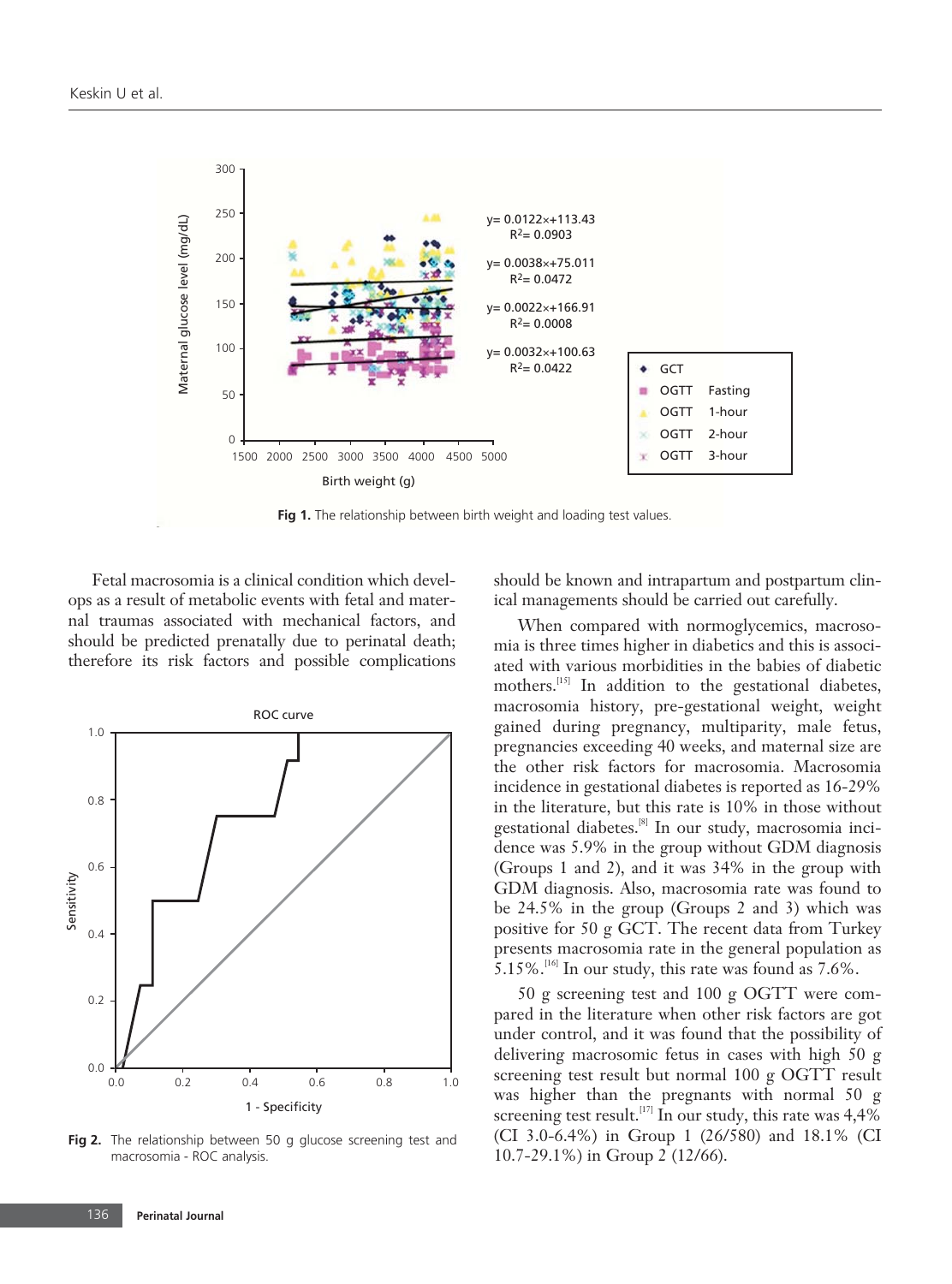Fig 1. The relationship between birth weight and loading test values.

Fetal macrosomia is a clinical condition which develops as a result of metabolic events with fetal and maternal traumas associated with mechanical factors, and should be predicted prenatally due to perinatal death; therefore its risk factors and possible complications should be known and intrapartum and postpartum clinical managements should be carried out carefully.

When compared with normoglycemics, macrosomia is three times higher in diabetics and this is associated with various morbidities in the babies of diabetic mothers.[15] In addition to the gestational diabetes, macrosomia history, pre-gestational weight, weight gained during pregnancy, multiparity, male fetus, pregnancies exceeding 40 weeks, and maternal size are the other risk factors for macrosomia. Macrosomia incidence in gestational diabetes is reported as 16-29% in the literature, but this rate is 10% in those without gestational diabetes.[8] In our study, macrosomia incidence was 5.9% in the group without GDM diagnosis (Groups 1 and 2), and it was 34% in the group with GDM diagnosis. Also, macrosomia rate was found to be 24.5% in the group (Groups 2 and 3) which was positive for 50 g GCT. The recent data from Turkey presents macrosomia rate in the general population as 5.15%.[16] In our study, this rate was found as 7.6%.

50 g screening test and 100 g OGTT were compared in the literature when other risk factors are got under control, and it was found that the possibility of delivering macrosomic fetus in cases with high 50 g screening test result but normal 100 g OGTT result was higher than the pregnants with normal 50 g screening test result.[17] In our study, this rate was 4,4% (CI 3.0-6.4%) in Group 1 (26/580) and 18.1% (CI 10.7-29.1%) in Group 2 (12/66).

Fig 2. The relationship between 50 g glucose screening test and macrosomia - ROC analysis.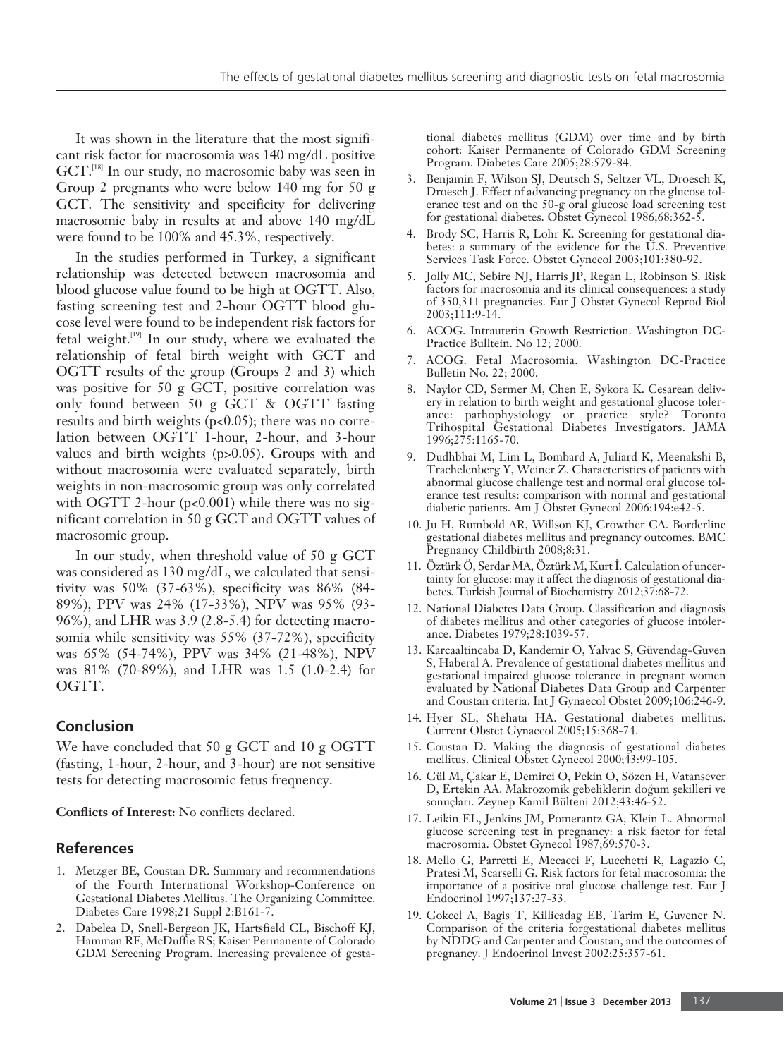It was shown in the literature that the most significant risk factor for macrosomia was 140 mg/dL positive GCT.[18] In our study, no macrosomic baby was seen in Group 2 pregnants who were below 140 mg for 50 g GCT. The sensitivity and specificity for delivering macrosomic baby in results at and above 140 mg/dL were found to be 100% and 45.3%, respectively.

In the studies performed in Turkey, a significant relationship was detected between macrosomia and blood glucose value found to be high at OGTT. Also, fasting screening test and 2-hour OGTT blood glucose level were found to be independent risk factors for fetal weight.[19] In our study, where we evaluated the relationship of fetal birth weight with GCT and OGTT results of the group (Groups 2 and 3) which was positive for 50 g GCT, positive correlation was only found between 50 g GCT & OGTT fasting results and birth weights ($p<0.05$); there was no correlation between OGTT 1-hour, 2-hour, and 3-hour values and birth weights ($p>0.05$). Groups with and without macrosomia were evaluated separately, birth weights in non-macrosomic group was only correlated with OGTT 2-hour ($p<0.001$) while there was no significant correlation in 50 g GCT and OGTT values of macrosomic group.

In our study, when threshold value of 50 g GCT was considered as 130 mg/dL, we calculated that sensitivity was 50% (37-63%), specificity was 86% (84-89%), PPV was 24% (17-33%), NPV was 95% (93-96%), and LHR was 3.9 (2.8-5.4) for detecting macrosomia while sensitivity was 55% (37-72%), specificity was 65% (54-74%), PPV was 34% (21-48%), NPV was 81% (70-89%), and LHR was 1.5 (1.0-2.4) for OGTT.

## Conclusion

We have concluded that 50 g GCT and 10 g OGTT (fasting, 1-hour, 2-hour, and 3-hour) are not sensitive tests for detecting macrosomic fetus frequency.

**Conflicts of Interest:** No conflicts declared.

## References

1. Metzger BE, Coustan DR. Summary and recommendations of the Fourth International Workshop-Conference on Gestational Diabetes Mellitus. The Organizing Committee. Diabetes Care 1998;21 Suppl 2:B161-7.
2. Dabelea D, Snell-Bergeon JK, Hartsfield CL, Bischoff KJ, Hamman RF, McDuffie RS; Kaiser Permanente of Colorado GDM Screening Program. Increasing prevalence of gestational diabetes mellitus (GDM) over time and by birth cohort: Kaiser Permanente of Colorado GDM Screening Program. Diabetes Care 2005;28:579-84.
3. Benjamin F, Wilson SJ, Deutsch S, Seltzer VL, Droesch K, Droesch J. Effect of advancing pregnancy on the glucose tolerance test and on the 50-g oral glucose load screening test for gestational diabetes. Obstet Gynecol 1986;68:362-5.
4. Brody SC, Harris R, Lohr K. Screening for gestational diabetes: a summary of the evidence for the U.S. Preventive Services Task Force. Obstet Gynecol 2003;101:380-92.
5. Jolly MC, Sebire NJ, Harris JP, Regan L, Robinson S. Risk factors for macrosomia and its clinical consequences: a study of 350,311 pregnancies. Eur J Obstet Gynecol Reprod Biol 2003;111:9-14.
6. ACOG. Intrauterin Growth Restriction. Washington DC-Practice Bulltein. No 12; 2000.
7. ACOG. Fetal Macrosomia. Washington DC-Practice Bulletin No. 22; 2000.
8. Naylor CD, Sermer M, Chen E, Sykora K. Cesarean delivery in relation to birth weight and gestational glucose tolerance: pathophysiology or practice style? Toronto Trihospital Gestational Diabetes Investigators. JAMA 1996;275:1165-70.
9. Dudhbhai M, Lim L, Bombard A, Juliard K, Meenakshi B, Trachelenberg Y, Weiner Z. Characteristics of patients with abnormal glucose challenge test and normal oral glucose tolerance test results: comparison with normal and gestational diabetic patients. Am J Obstet Gynecol 2006;194:e42-5.
10. Ju H, Rumbold AR, Willson KJ, Crowther CA. Borderline gestational diabetes mellitus and pregnancy outcomes. BMC Pregnancy Childbirth 2008;8:31.
11. Öztürk Ö, Serdar MA, Öztürk M, Kurt İ. Calculation of uncertainty for glucose: may it affect the diagnosis of gestational diabetes. Turkish Journal of Biochemistry 2012;37:68-72.
12. National Diabetes Data Group. Classification and diagnosis of diabetes mellitus and other categories of glucose intolerance. Diabetes 1979;28:1039-57.
13. Karcaaltincaba D, Kandemir O, Yalvac S, Güvendag-Guven S, Haberal A. Prevalence of gestational diabetes mellitus and gestational impaired glucose tolerance in pregnant women evaluated by National Diabetes Data Group and Carpenter and Coustan criteria. Int J Gynaecol Obstet 2009;106:246-9.
14. Hyer SL, Shehata HA. Gestational diabetes mellitus. Current Obstet Gynaecol 2005;15:368-74.
15. Coustan D. Making the diagnosis of gestational diabetes mellitus. Clinical Obstet Gynecol 2000;43:99-105.
16. Gül M, Çakar E, Demirci O, Pekin O, Sözen H, Vatansever D, Ertekin AA. Makrozomik gebeliklerin doğum şekilleri ve sonuçları. Zeynep Kamil Bülteni 2012;43:46-52.
17. Leikin EL, Jenkins JM, Pomerantz GA, Klein L. Abnormal glucose screening test in pregnancy: a risk factor for fetal macrosomia. Obstet Gynecol 1987;69:570-3.
18. Mello G, Parretti E, Mecacci F, Lucchetti R, Lagazio C, Pratesi M, Scarselli G. Risk factors for fetal macrosomia: the importance of a positive oral glucose challenge test. Eur J Endocrinol 1997;137:27-33.
19. Gokcel A, Bagis T, Killicadag EB, Tarim E, Guvener N. Comparison of the criteria forgestational diabetes mellitus by NDDG and Carpenter and Coustan, and the outcomes of pregnancy. J Endocrinol Invest 2002;25:357-61.